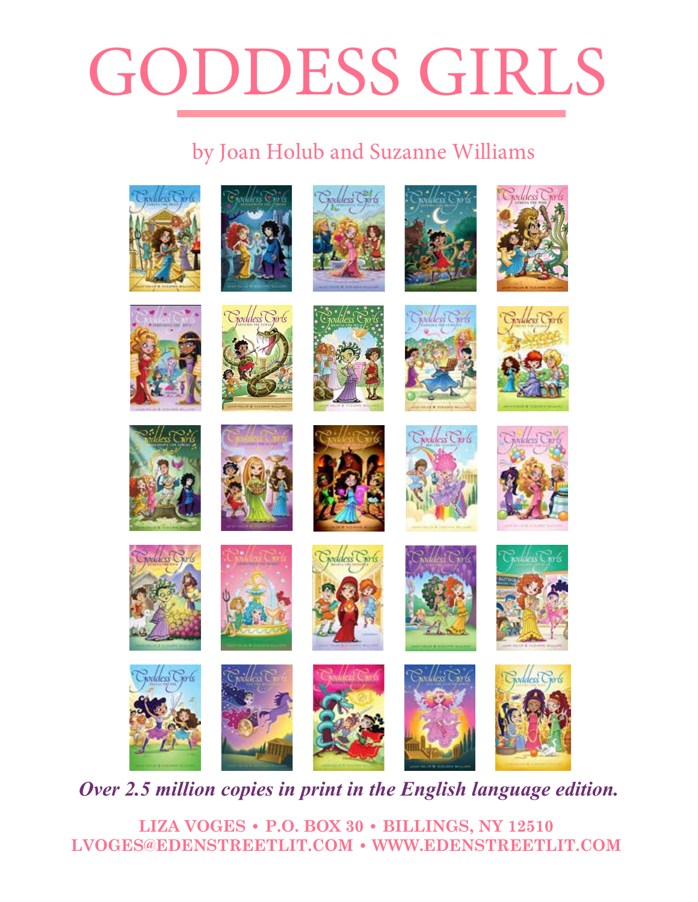# GODDESS GIRLS

by Joan Holub and Suzanne Williams

***Over 2.5 million copies in print in the English language edition.***

**LIZA VOGES • P.O. BOX 30 • BILLINGS, NY 12510**
**LVOGES@EDENSTREETLIT.COM • WWW.EDENSTREETLIT.COM**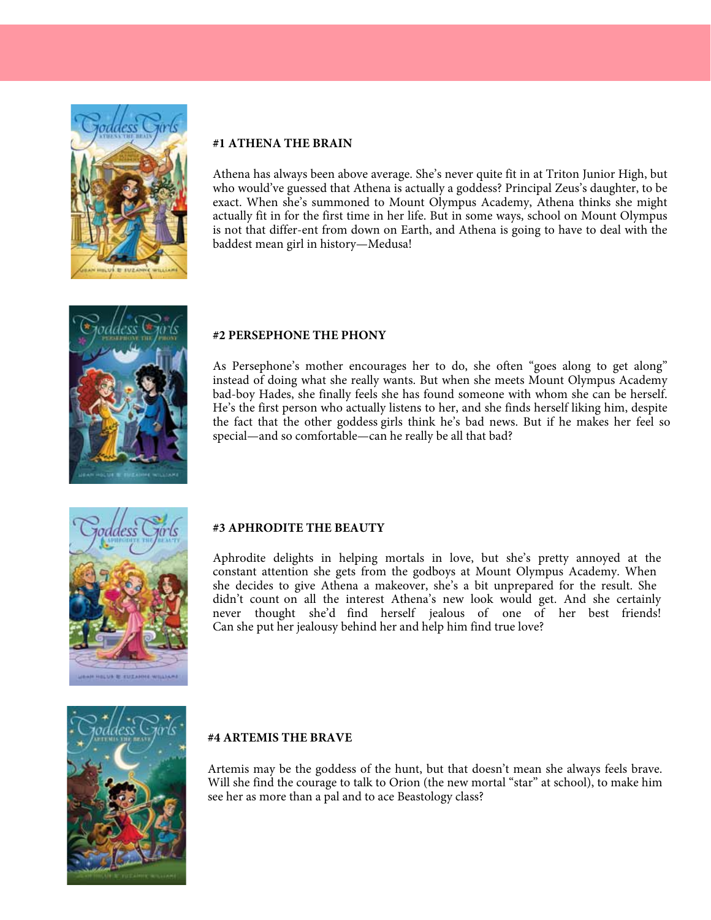### #1 ATHENA THE BRAIN

Athena has always been above average. She's never quite fit in at Triton Junior High, but who would've guessed that Athena is actually a goddess? Principal Zeus's daughter, to be exact. When she's summoned to Mount Olympus Academy, Athena thinks she might actually fit in for the first time in her life. But in some ways, school on Mount Olympus is not that differ-ent from down on Earth, and Athena is going to have to deal with the baddest mean girl in history—Medusa!

### #2 PERSEPHONE THE PHONY

As Persephone's mother encourages her to do, she often "goes along to get along" instead of doing what she really wants. But when she meets Mount Olympus Academy bad-boy Hades, she finally feels she has found someone with whom she can be herself. He's the first person who actually listens to her, and she finds herself liking him, despite the fact that the other goddess girls think he's bad news. But if he makes her feel so special—and so comfortable—can he really be all that bad?

### #3 APHRODITE THE BEAUTY

Aphrodite delights in helping mortals in love, but she's pretty annoyed at the constant attention she gets from the godboys at Mount Olympus Academy. When she decides to give Athena a makeover, she's a bit unprepared for the result. She didn't count on all the interest Athena's new look would get. And she certainly never thought she'd find herself jealous of one of her best friends! Can she put her jealousy behind her and help him find true love?

### #4 ARTEMIS THE BRAVE

Artemis may be the goddess of the hunt, but that doesn't mean she always feels brave. Will she find the courage to talk to Orion (the new mortal "star" at school), to make him see her as more than a pal and to ace Beastology class?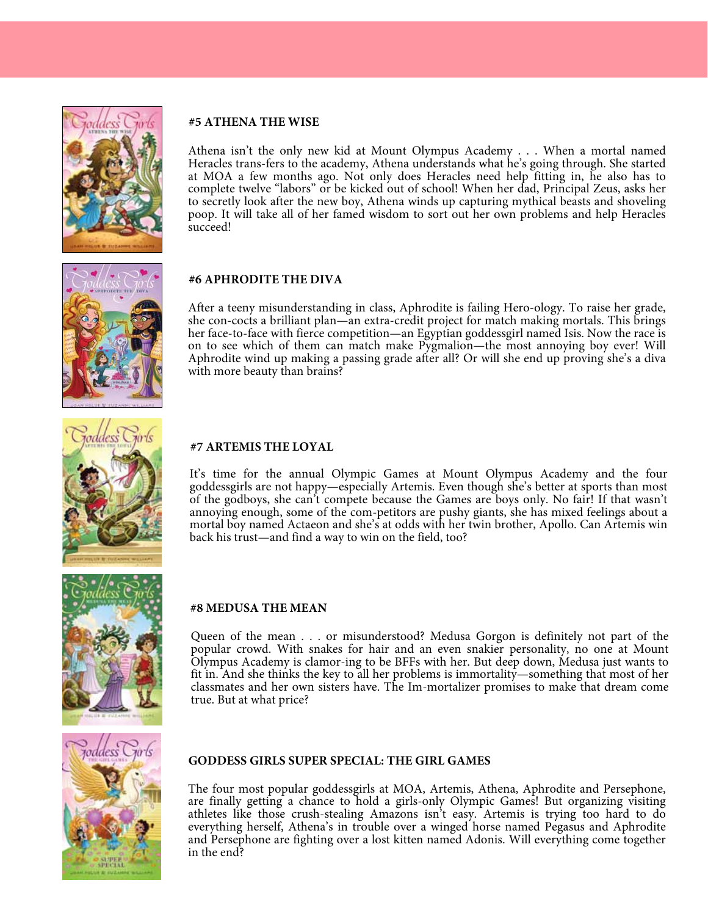#### #5 ATHENA THE WISE

Athena isn't the only new kid at Mount Olympus Academy . . . When a mortal named Heracles trans-fers to the academy, Athena understands what he's going through. She started at MOA a few months ago. Not only does Heracles need help fitting in, he also has to complete twelve "labors" or be kicked out of school! When her dad, Principal Zeus, asks her to secretly look after the new boy, Athena winds up capturing mythical beasts and shoveling poop. It will take all of her famed wisdom to sort out her own problems and help Heracles succeed!

#### #6 APHRODITE THE DIVA

After a teeny misunderstanding in class, Aphrodite is failing Hero-ology. To raise her grade, she con-cocts a brilliant plan—an extra-credit project for match making mortals. This brings her face-to-face with fierce competition—an Egyptian goddessgirl named Isis. Now the race is on to see which of them can match make Pygmalion—the most annoying boy ever! Will Aphrodite wind up making a passing grade after all? Or will she end up proving she's a diva with more beauty than brains?

#### #7 ARTEMIS THE LOYAL

It's time for the annual Olympic Games at Mount Olympus Academy and the four goddessgirls are not happy—especially Artemis. Even though she's better at sports than most of the godboys, she can't compete because the Games are boys only. No fair! If that wasn't annoying enough, some of the com-petitors are pushy giants, she has mixed feelings about a mortal boy named Actaeon and she's at odds with her twin brother, Apollo. Can Artemis win back his trust—and find a way to win on the field, too?

#### #8 MEDUSA THE MEAN

Queen of the mean . . . or misunderstood? Medusa Gorgon is definitely not part of the popular crowd. With snakes for hair and an even snakier personality, no one at Mount Olympus Academy is clamor-ing to be BFFs with her. But deep down, Medusa just wants to fit in. And she thinks the key to all her problems is immortality—something that most of her classmates and her own sisters have. The Im-mortalizer promises to make that dream come true. But at what price?

#### GODDESS GIRLS SUPER SPECIAL: THE GIRL GAMES

The four most popular goddessgirls at MOA, Artemis, Athena, Aphrodite and Persephone, are finally getting a chance to hold a girls-only Olympic Games! But organizing visiting athletes like those crush-stealing Amazons isn't easy. Artemis is trying too hard to do everything herself, Athena's in trouble over a winged horse named Pegasus and Aphrodite and Persephone are fighting over a lost kitten named Adonis. Will everything come together in the end?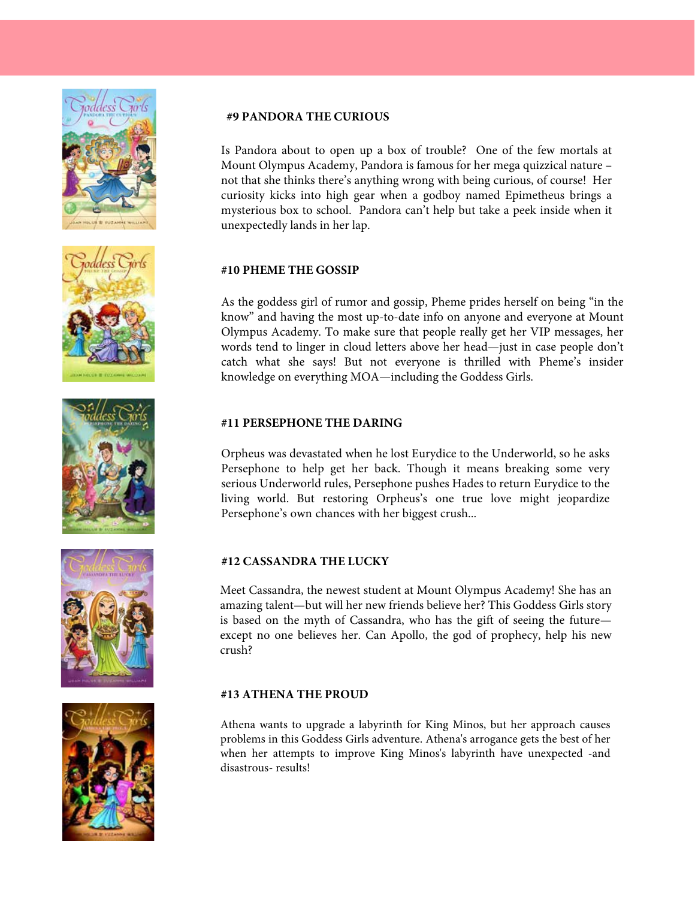### #9 PANDORA THE CURIOUS

Is Pandora about to open up a box of trouble? One of the few mortals at Mount Olympus Academy, Pandora is famous for her mega quizzical nature – not that she thinks there's anything wrong with being curious, of course! Her curiosity kicks into high gear when a godboy named Epimetheus brings a mysterious box to school. Pandora can't help but take a peek inside when it unexpectedly lands in her lap.

### #10 PHEME THE GOSSIP

As the goddess girl of rumor and gossip, Pheme prides herself on being "in the know" and having the most up-to-date info on anyone and everyone at Mount Olympus Academy. To make sure that people really get her VIP messages, her words tend to linger in cloud letters above her head—just in case people don't catch what she says! But not everyone is thrilled with Pheme's insider knowledge on everything MOA—including the Goddess Girls.

### #11 PERSEPHONE THE DARING

Orpheus was devastated when he lost Eurydice to the Underworld, so he asks Persephone to help get her back. Though it means breaking some very serious Underworld rules, Persephone pushes Hades to return Eurydice to the living world. But restoring Orpheus's one true love might jeopardize Persephone's own chances with her biggest crush...

### #12 CASSANDRA THE LUCKY

Meet Cassandra, the newest student at Mount Olympus Academy! She has an amazing talent—but will her new friends believe her? This Goddess Girls story is based on the myth of Cassandra, who has the gift of seeing the future—except no one believes her. Can Apollo, the god of prophecy, help his new crush?

### #13 ATHENA THE PROUD

Athena wants to upgrade a labyrinth for King Minos, but her approach causes problems in this Goddess Girls adventure. Athena's arrogance gets the best of her when her attempts to improve King Minos's labyrinth have unexpected -and disastrous- results!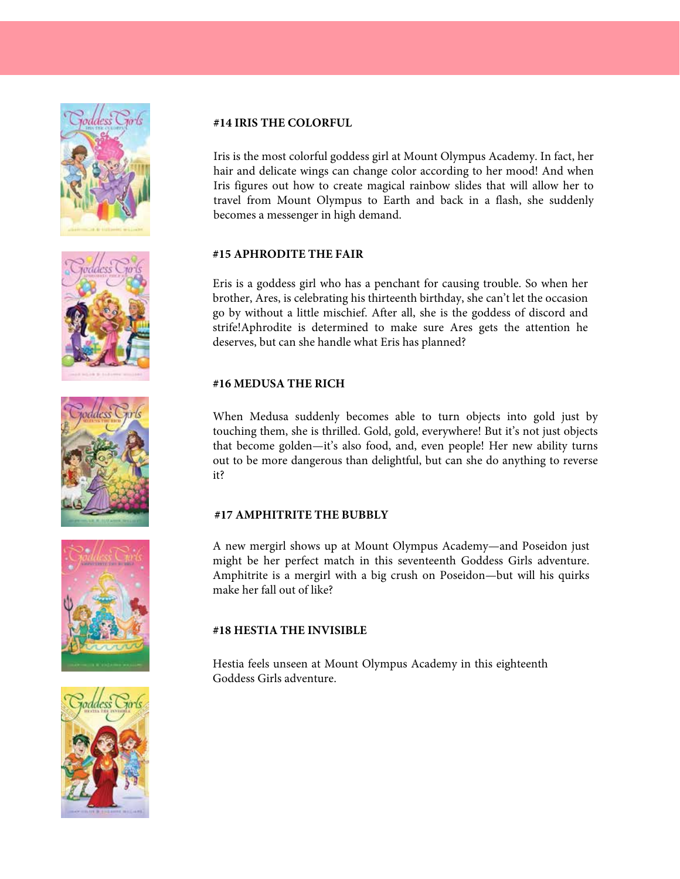**#14 IRIS THE COLORFUL**

Iris is the most colorful goddess girl at Mount Olympus Academy. In fact, her hair and delicate wings can change color according to her mood! And when Iris figures out how to create magical rainbow slides that will allow her to travel from Mount Olympus to Earth and back in a flash, she suddenly becomes a messenger in high demand.

**#15 APHRODITE THE FAIR**

Eris is a goddess girl who has a penchant for causing trouble. So when her brother, Ares, is celebrating his thirteenth birthday, she can't let the occasion go by without a little mischief. After all, she is the goddess of discord and strife!Aphrodite is determined to make sure Ares gets the attention he deserves, but can she handle what Eris has planned?

**#16 MEDUSA THE RICH**

When Medusa suddenly becomes able to turn objects into gold just by touching them, she is thrilled. Gold, gold, everywhere! But it's not just objects that become golden—it's also food, and, even people! Her new ability turns out to be more dangerous than delightful, but can she do anything to reverse it?

**#17 AMPHITRITE THE BUBBLY**

A new mergirl shows up at Mount Olympus Academy—and Poseidon just might be her perfect match in this seventeenth Goddess Girls adventure. Amphitrite is a mergirl with a big crush on Poseidon—but will his quirks make her fall out of like?

**#18 HESTIA THE INVISIBLE**

Hestia feels unseen at Mount Olympus Academy in this eighteenth Goddess Girls adventure.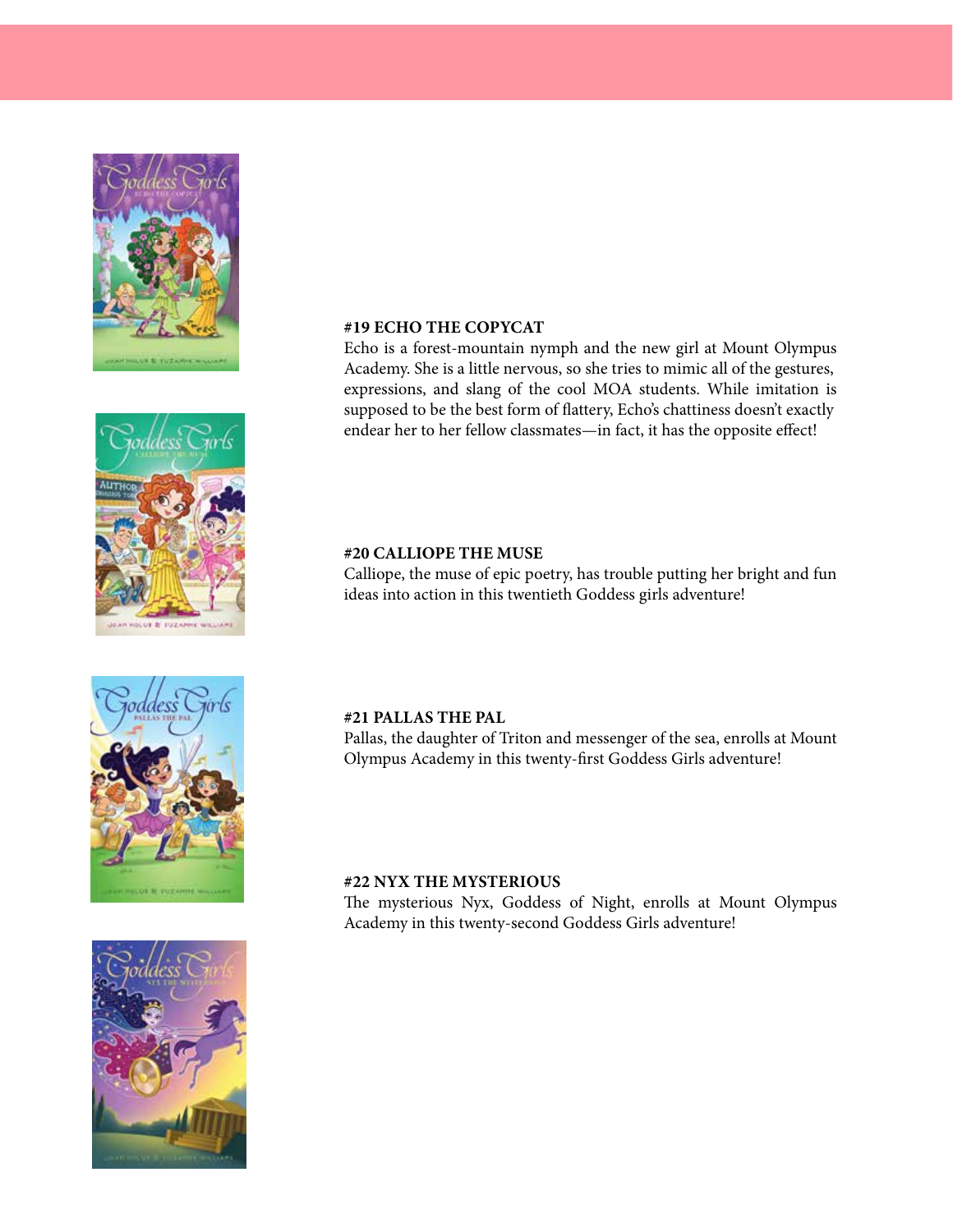**#19 ECHO THE COPYCAT**

Echo is a forest-mountain nymph and the new girl at Mount Olympus Academy. She is a little nervous, so she tries to mimic all of the gestures, expressions, and slang of the cool MOA students. While imitation is supposed to be the best form of flattery, Echo's chattiness doesn't exactly endear her to her fellow classmates—in fact, it has the opposite effect!

**#20 CALLIOPE THE MUSE**

Calliope, the muse of epic poetry, has trouble putting her bright and fun ideas into action in this twentieth Goddess girls adventure!

**#21 PALLAS THE PAL**

Pallas, the daughter of Triton and messenger of the sea, enrolls at Mount Olympus Academy in this twenty-first Goddess Girls adventure!

**#22 NYX THE MYSTERIOUS**

The mysterious Nyx, Goddess of Night, enrolls at Mount Olympus Academy in this twenty-second Goddess Girls adventure!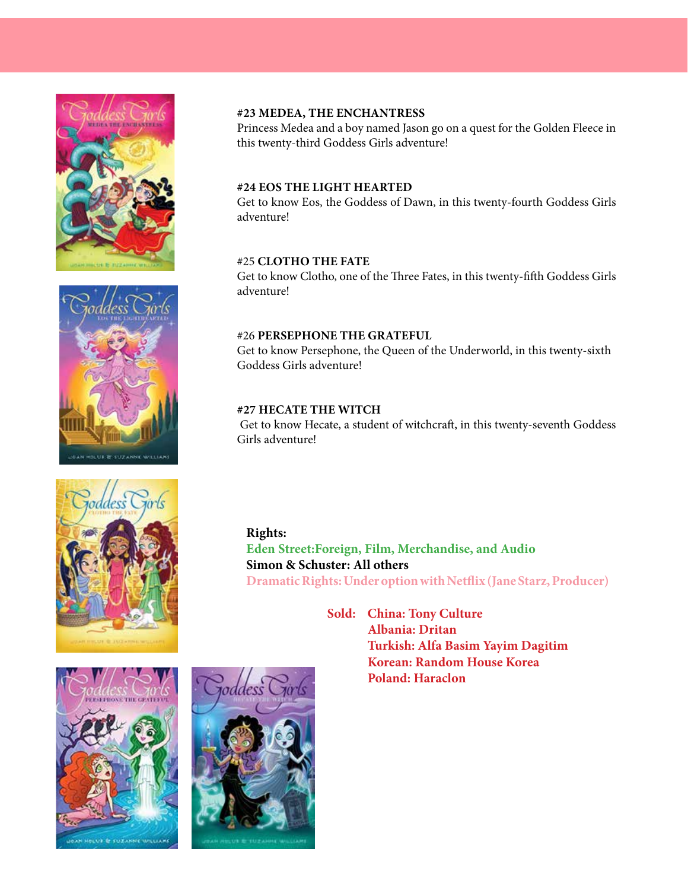**#23 MEDEA, THE ENCHANTRESS**
Princess Medea and a boy named Jason go on a quest for the Golden Fleece in this twenty-third Goddess Girls adventure!

**#24 EOS THE LIGHT HEARTED**
Get to know Eos, the Goddess of Dawn, in this twenty-fourth Goddess Girls adventure!

#25 **CLOTHO THE FATE**
Get to know Clotho, one of the Three Fates, in this twenty-fifth Goddess Girls adventure!

#26 **PERSEPHONE THE GRATEFUL**
Get to know Persephone, the Queen of the Underworld, in this twenty-sixth Goddess Girls adventure!

**#27 HECATE THE WITCH**
Get to know Hecate, a student of witchcraft, in this twenty-seventh Goddess Girls adventure!

**Rights:**
**Eden Street:Foreign, Film, Merchandise, and Audio**
**Simon & Schuster: All others**
**Dramatic Rights: Under option with Netflix (Jane Starz, Producer)**

**Sold:**
**China: Tony Culture**
**Albania: Dritan**
**Turkish: Alfa Basim Yayim Dagitim**
**Korean: Random House Korea**
**Poland: Haraclon**